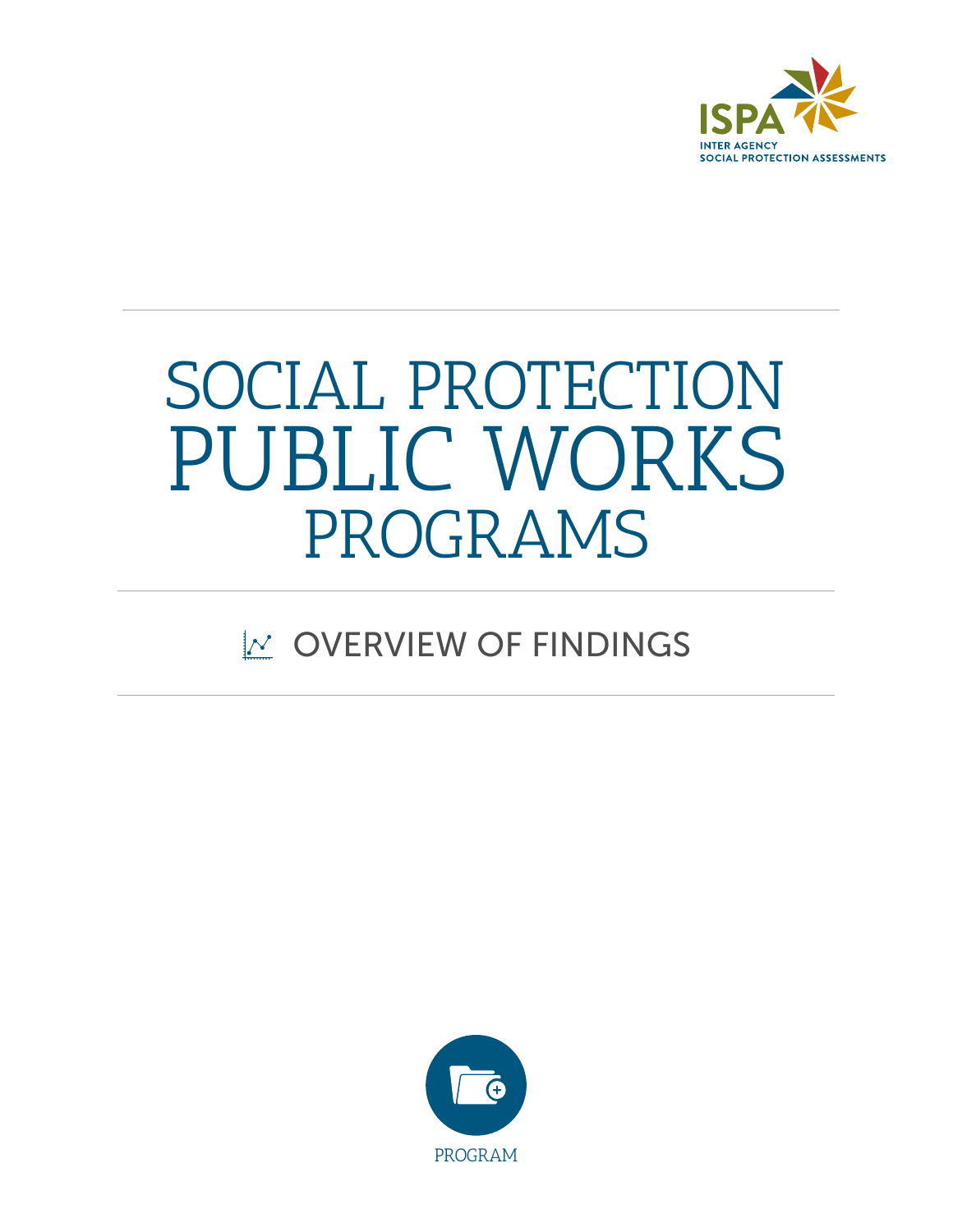ISPA

INTER AGENCY
SOCIAL PROTECTION ASSESSMENTS

# SOCIAL PROTECTION PUBLIC WORKS PROGRAMS

## OVERVIEW OF FINDINGS

PROGRAM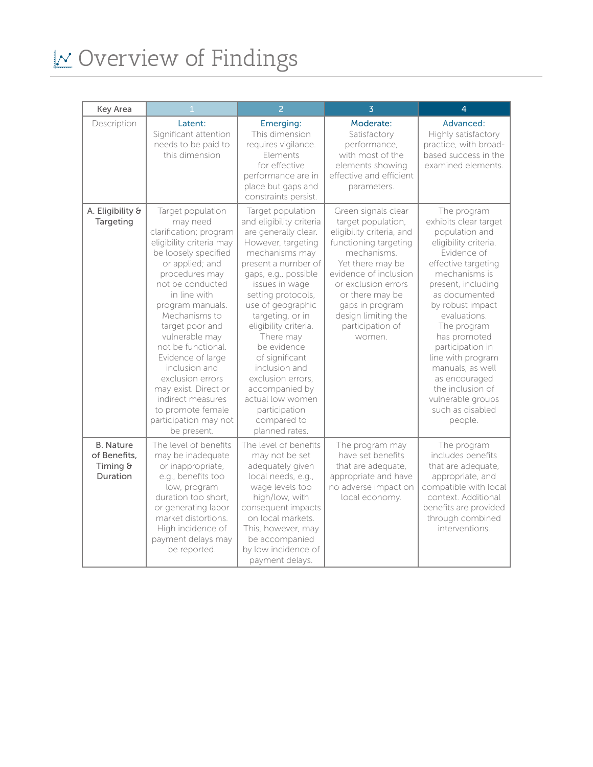# Overview of Findings

| Key Area | 1 | 2 | 3 | 4 |
|---|---|---|---|---|
| Description | **Latent:** Significant attention needs to be paid to this dimension | **Emerging:** This dimension requires vigilance. Elements for effective performance are in place but gaps and constraints persist. | **Moderate:** Satisfactory performance, with most of the elements showing effective and efficient parameters. | **Advanced:** Highly satisfactory practice, with broad-based success in the examined elements. |
| **A. Eligibility & Targeting** | Target population may need clarification; program eligibility criteria may be loosely specified or applied; and procedures may not be conducted in line with program manuals. Mechanisms to target poor and vulnerable may not be functional. Evidence of large inclusion and exclusion errors may exist. Direct or indirect measures to promote female participation may not be present. | Target population and eligibility criteria are generally clear. However, targeting mechanisms may present a number of gaps, e.g., possible issues in wage setting protocols, use of geographic targeting, or in eligibility criteria. There may be evidence of significant inclusion and exclusion errors, accompanied by actual low women participation compared to planned rates. | Green signals clear target population, eligibility criteria, and functioning targeting mechanisms. Yet there may be evidence of inclusion or exclusion errors or there may be gaps in program design limiting the participation of women. | The program exhibits clear target population and eligibility criteria. Evidence of effective targeting mechanisms is present, including as documented by robust impact evaluations. The program has promoted participation in line with program manuals, as well as encouraged the inclusion of vulnerable groups such as disabled people. |
| **B. Nature of Benefits, Timing & Duration** | The level of benefits may be inadequate or inappropriate, e.g., benefits too low, program duration too short, or generating labor market distortions. High incidence of payment delays may be reported. | The level of benefits may not be set adequately given local needs, e.g., wage levels too high/low, with consequent impacts on local markets. This, however, may be accompanied by low incidence of payment delays. | The program may have set benefits that are adequate, appropriate and have no adverse impact on local economy. | The program includes benefits that are adequate, appropriate, and compatible with local context. Additional benefits are provided through combined interventions. |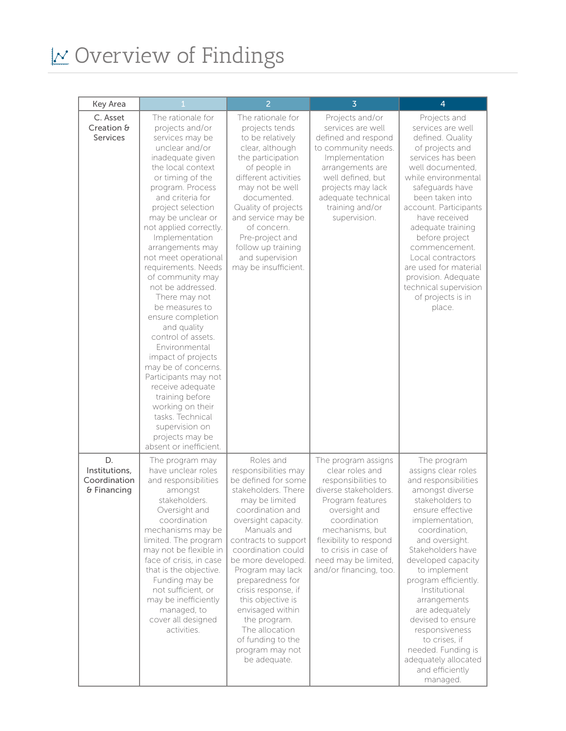# Overview of Findings

| Key Area | 1 | 2 | 3 | 4 |
|---|---|---|---|---|
| C. Asset Creation & Services | The rationale for projects and/or services may be unclear and/or inadequate given the local context or timing of the program. Process and criteria for project selection may be unclear or not applied correctly. Implementation arrangements may not meet operational requirements. Needs of community may not be addressed. There may not be measures to ensure completion and quality control of assets. Environmental impact of projects may be of concerns. Participants may not receive adequate training before working on their tasks. Technical supervision on projects may be absent or inefficient. | The rationale for projects tends to be relatively clear, although the participation of people in different activities may not be well documented. Quality of projects and service may be of concern. Pre-project and follow up training and supervision may be insufficient. | Projects and/or services are well defined and respond to community needs. Implementation arrangements are well defined, but projects may lack adequate technical training and/or supervision. | Projects and services are well defined. Quality of projects and services has been well documented, while environmental safeguards have been taken into account. Participants have received adequate training before project commencement. Local contractors are used for material provision. Adequate technical supervision of projects is in place. |
| D. Institutions, Coordination & Financing | The program may have unclear roles and responsibilities amongst stakeholders. Oversight and coordination mechanisms may be limited. The program may not be flexible in face of crisis, in case that is the objective. Funding may be not sufficient, or may be inefficiently managed, to cover all designed activities. | Roles and responsibilities may be defined for some stakeholders. There may be limited coordination and oversight capacity. Manuals and contracts to support coordination could be more developed. Program may lack preparedness for crisis response, if this objective is envisaged within the program. The allocation of funding to the program may not be adequate. | The program assigns clear roles and responsibilities to diverse stakeholders. Program features oversight and coordination mechanisms, but flexibility to respond to crisis in case of need may be limited, and/or financing, too. | The program assigns clear roles and responsibilities amongst diverse stakeholders to ensure effective implementation, coordination, and oversight. Stakeholders have developed capacity to implement program efficiently. Institutional arrangements are adequately devised to ensure responsiveness to crises, if needed. Funding is adequately allocated and efficiently managed. |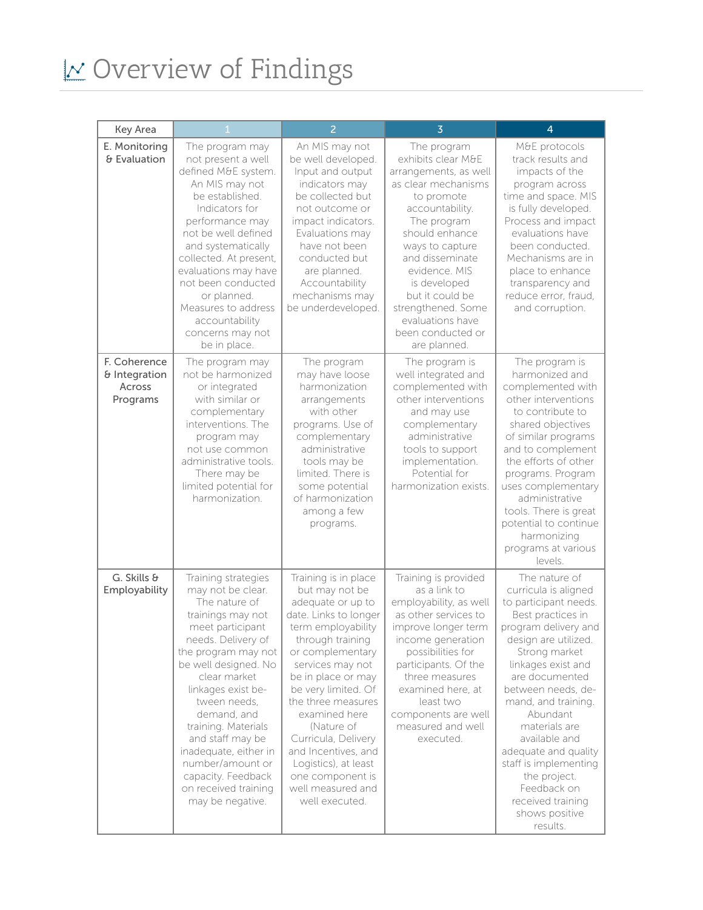# Overview of Findings

| Key Area | 1 | 2 | 3 | 4 |
|---|---|---|---|---|
| E. Monitoring & Evaluation | The program may not present a well defined M&E system. An MIS may not be established. Indicators for performance may not be well defined and systematically collected. At present, evaluations may have not been conducted or planned. Measures to address accountability concerns may not be in place. | An MIS may not be well developed. Input and output indicators may be collected but not outcome or impact indicators. Evaluations may have not been conducted but are planned. Accountability mechanisms may be underdeveloped. | The program exhibits clear M&E arrangements, as well as clear mechanisms to promote accountability. The program should enhance ways to capture and disseminate evidence. MIS is developed but it could be strengthened. Some evaluations have been conducted or are planned. | M&E protocols track results and impacts of the program across time and space. MIS is fully developed. Process and impact evaluations have been conducted. Mechanisms are in place to enhance transparency and reduce error, fraud, and corruption. |
| F. Coherence & Integration Across Programs | The program may not be harmonized or integrated with similar or complementary interventions. The program may not use common administrative tools. There may be limited potential for harmonization. | The program may have loose harmonization arrangements with other programs. Use of complementary administrative tools may be limited. There is some potential of harmonization among a few programs. | The program is well integrated and complemented with other interventions and may use complementary administrative tools to support implementation. Potential for harmonization exists. | The program is harmonized and complemented with other interventions to contribute to shared objectives of similar programs and to complement the efforts of other programs. Program uses complementary administrative tools. There is great potential to continue harmonizing programs at various levels. |
| G. Skills & Employability | Training strategies may not be clear. The nature of trainings may not meet participant needs. Delivery of the program may not be well designed. No clear market linkages exist between needs, demand, and training. Materials and staff may be inadequate, either in number/amount or capacity. Feedback on received training may be negative. | Training is in place but may not be adequate or up to date. Links to longer term employability through training or complementary services may not be in place or may be very limited. Of the three measures examined here (Nature of Curricula, Delivery and Incentives, and Logistics), at least one component is well measured and well executed. | Training is provided as a link to employability, as well as other services to improve longer term income generation possibilities for participants. Of the three measures examined here, at least two components are well measured and well executed. | The nature of curricula is aligned to participant needs. Best practices in program delivery and design are utilized. Strong market linkages exist and are documented between needs, demand, and training. Abundant materials are available and adequate and quality staff is implementing the project. Feedback on received training shows positive results. |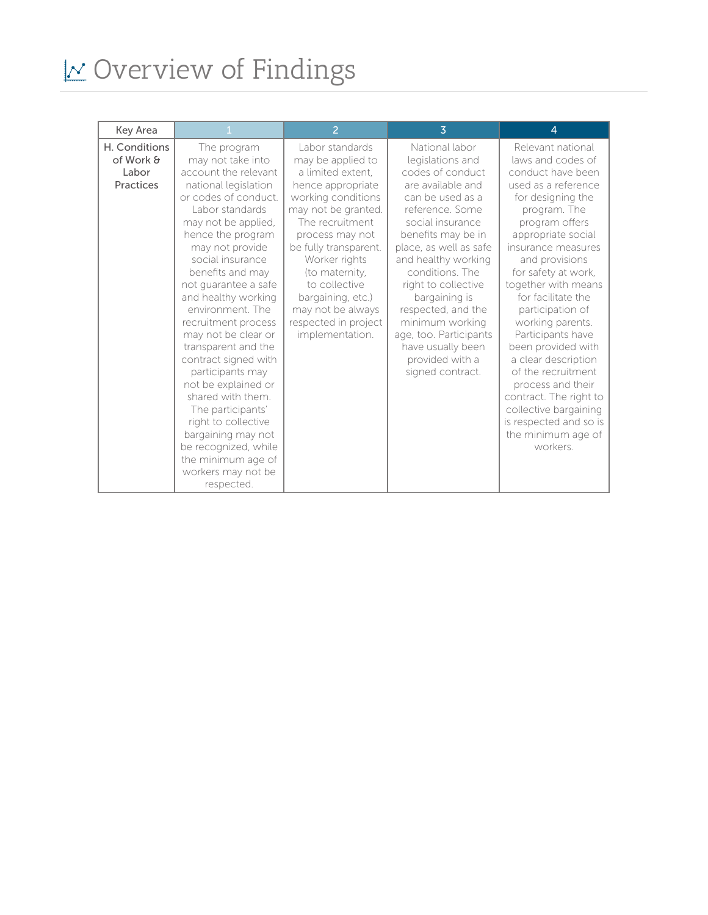# Overview of Findings

| Key Area | 1 | 2 | 3 | 4 |
|---|---|---|---|---|
| H. Conditions of Work & Labor Practices | The program may not take into account the relevant national legislation or codes of conduct. Labor standards may not be applied, hence the program may not provide social insurance benefits and may not guarantee a safe and healthy working environment. The recruitment process may not be clear or transparent and the contract signed with participants may not be explained or shared with them. The participants' right to collective bargaining may not be recognized, while the minimum age of workers may not be respected. | Labor standards may be applied to a limited extent, hence appropriate working conditions may not be granted. The recruitment process may not be fully transparent. Worker rights (to maternity, to collective bargaining, etc.) may not be always respected in project implementation. | National labor legislations and codes of conduct are available and can be used as a reference. Some social insurance benefits may be in place, as well as safe and healthy working conditions. The right to collective bargaining is respected, and the minimum working age, too. Participants have usually been provided with a signed contract. | Relevant national laws and codes of conduct have been used as a reference for designing the program. The program offers appropriate social insurance measures and provisions for safety at work, together with means for facilitate the participation of working parents. Participants have been provided with a clear description of the recruitment process and their contract. The right to collective bargaining is respected and so is the minimum age of workers. |